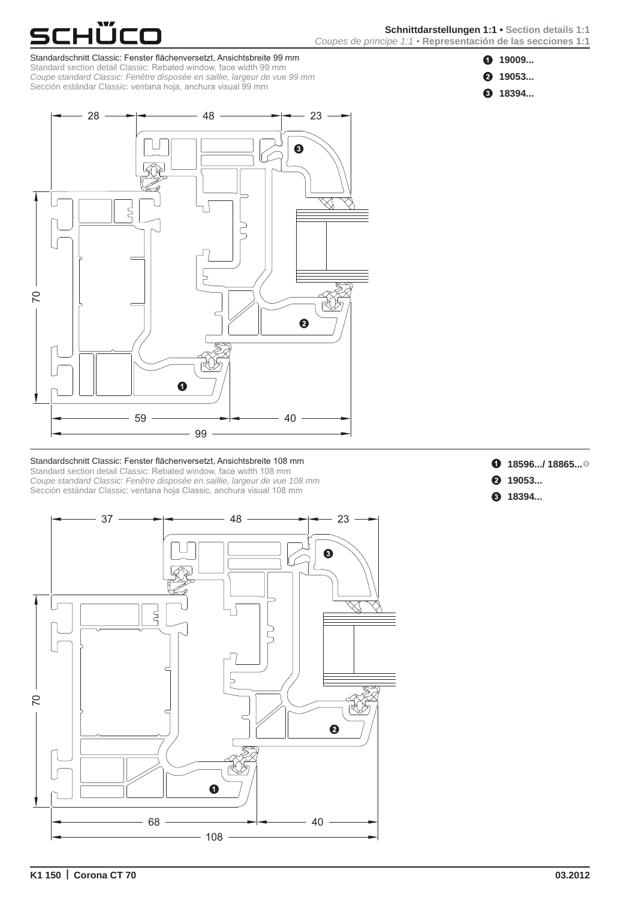Schnittdarstellungen 1:1 • Section details 1:1
*Coupes de principe 1:1* • Representación de las secciones 1:1

Standardschnitt Classic: Fenster flächenversetzt, Ansichtsbreite 99 mm
Standard section detail Classic: Rebated window, face width 99 mm
*Coupe standard Classic: Fenêtre disposée en saillie, largeur de vue 99 mm*
Sección estándar Classic: ventana hoja, anchura visual 99 mm

❶ **19009...**
❷ **19053...**
❸ **18394...**

28 48 23

70

59 40
99

Standardschnitt Classic: Fenster flächenversetzt, Ansichtsbreite 108 mm
Standard section detail Classic: Rebated window, face width 108 mm
*Coupe standard Classic: Fenêtre disposée en saillie, largeur de vue 108 mm*
Sección estándar Classic: ventana hoja Classic, anchura visual 108 mm

❶ **18596.../ 18865...**
❷ **19053...**
❸ **18394...**

37 48 23

70

68 40
108

K1 150 | Corona CT 70 03.2012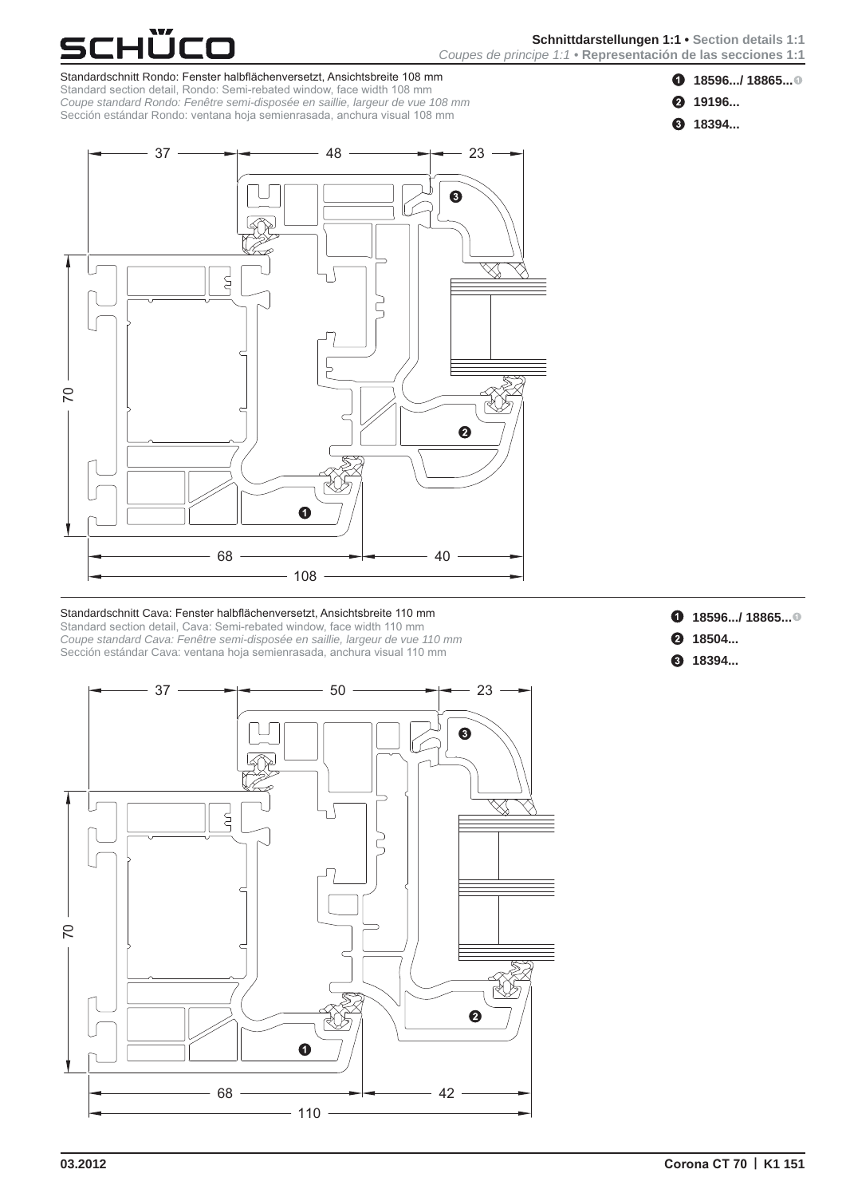**Schnittdarstellungen 1:1** • **Section details 1:1**
*Coupes de principe 1:1* • **Representación de las secciones 1:1**

Standardschnitt Rondo: Fenster halbflächenversetzt, Ansichtsbreite 108 mm
Standard section detail, Rondo: Semi-rebated window, face width 108 mm
*Coupe standard Rondo: Fenêtre semi-disposée en saillie, largeur de vue 108 mm*
Sección estándar Rondo: ventana hoja semienrasada, anchura visual 108 mm

1. **18596.../ 18865...**
2. **19196...**
3. **18394...**

37 · 48 · 23 · 70 · 68 · 40 · 108

Standardschnitt Cava: Fenster halbflächenversetzt, Ansichtsbreite 110 mm
Standard section detail, Cava: Semi-rebated window, face width 110 mm
*Coupe standard Cava: Fenêtre semi-disposée en saillie, largeur de vue 110 mm*
Sección estándar Cava: ventana hoja semienrasada, anchura visual 110 mm

1. **18596.../ 18865...**
2. **18504...**
3. **18394...**

37 · 50 · 23 · 70 · 68 · 42 · 110

03.2012 — Corona CT 70 | K1 151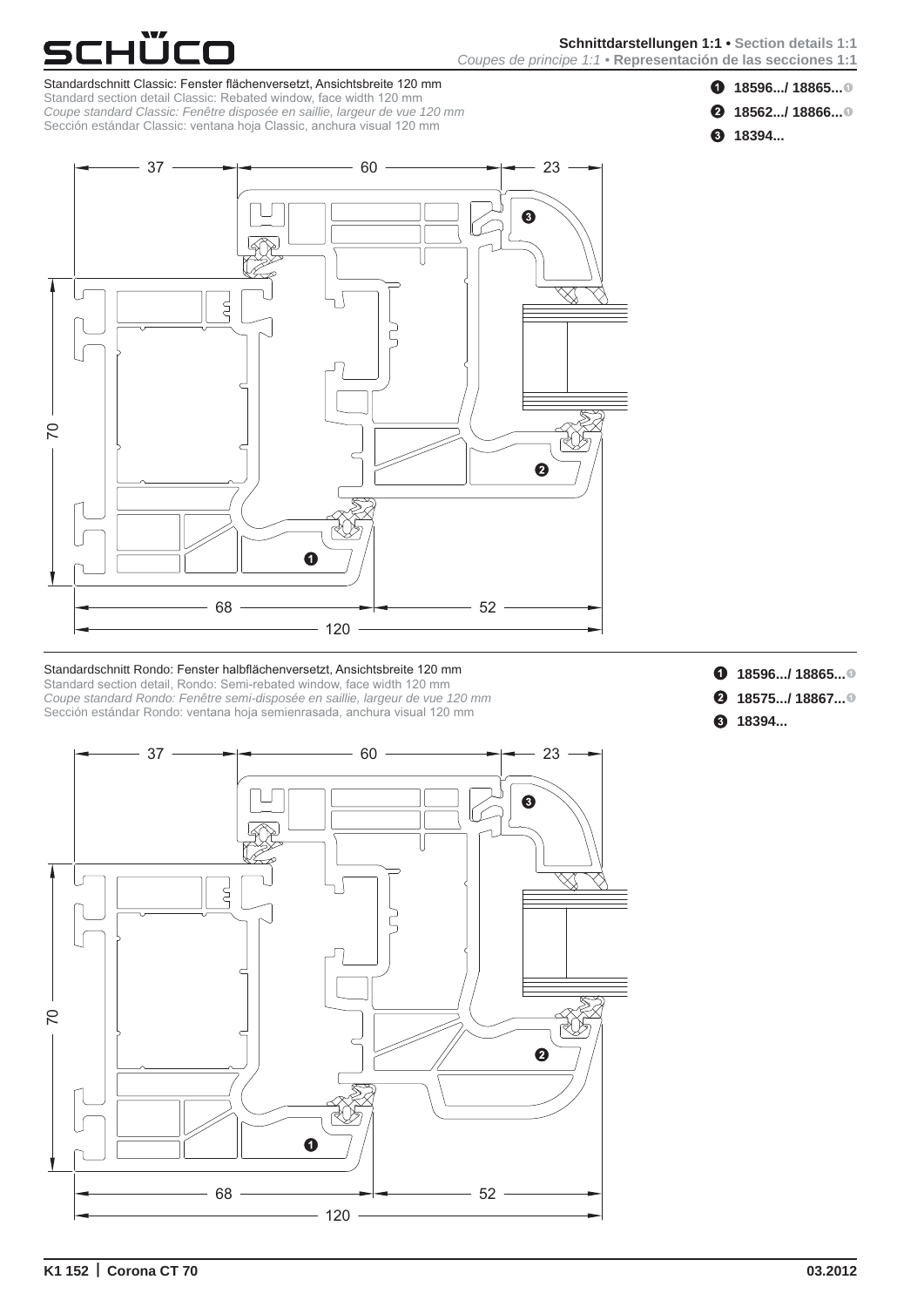**Schnittdarstellungen 1:1** • **Section details 1:1**
*Coupes de principe 1:1* • **Representación de las secciones 1:1**

Standardschnitt Classic: Fenster flächenversetzt, Ansichtsbreite 120 mm
Standard section detail Classic: Rebated window, face width 120 mm
*Coupe standard Classic: Fenêtre disposée en saillie, largeur de vue 120 mm*
Sección estándar Classic: ventana hoja Classic, anchura visual 120 mm

1. **18596.../ 18865...**
2. **18562.../ 18866...**
3. **18394...**

Standardschnitt Rondo: Fenster halbflächenversetzt, Ansichtsbreite 120 mm
Standard section detail, Rondo: Semi-rebated window, face width 120 mm
*Coupe standard Rondo: Fenêtre semi-disposée en saillie, largeur de vue 120 mm*
Sección estándar Rondo: ventana hoja semienrasada, anchura visual 120 mm

1. **18596.../ 18865...**
2. **18575.../ 18867...**
3. **18394...**

**K1 152 | Corona CT 70** **03.2012**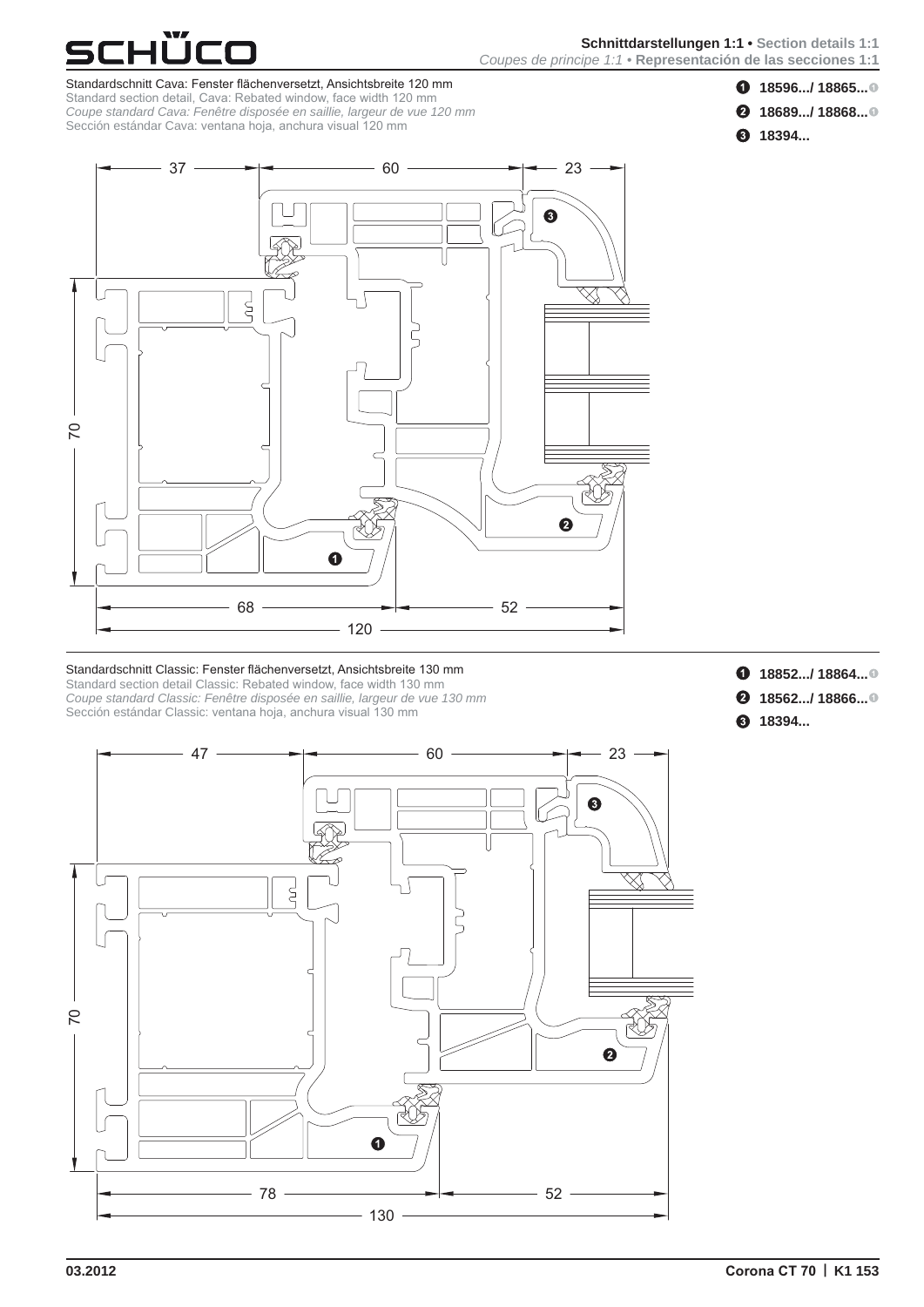Schnittdarstellungen 1:1 • Section details 1:1
*Coupes de principe 1:1* • Representación de las secciones 1:1

Standardschnitt Cava: Fenster flächenversetzt, Ansichtsbreite 120 mm
Standard section detail, Cava: Rebated window, face width 120 mm
*Coupe standard Cava: Fenêtre disposée en saillie, largeur de vue 120 mm*
Sección estándar Cava: ventana hoja, anchura visual 120 mm

1. **18596.../ 18865...**
2. **18689.../ 18868...**
3. **18394...**

37 — 60 — 23

70

68 — 52

120

Standardschnitt Classic: Fenster flächenversetzt, Ansichtsbreite 130 mm
Standard section detail Classic: Rebated window, face width 130 mm
*Coupe standard Classic: Fenêtre disposée en saillie, largeur de vue 130 mm*
Sección estándar Classic: ventana hoja, anchura visual 130 mm

1. **18852.../ 18864...**
2. **18562.../ 18866...**
3. **18394...**

47 — 60 — 23

70

78 — 52

130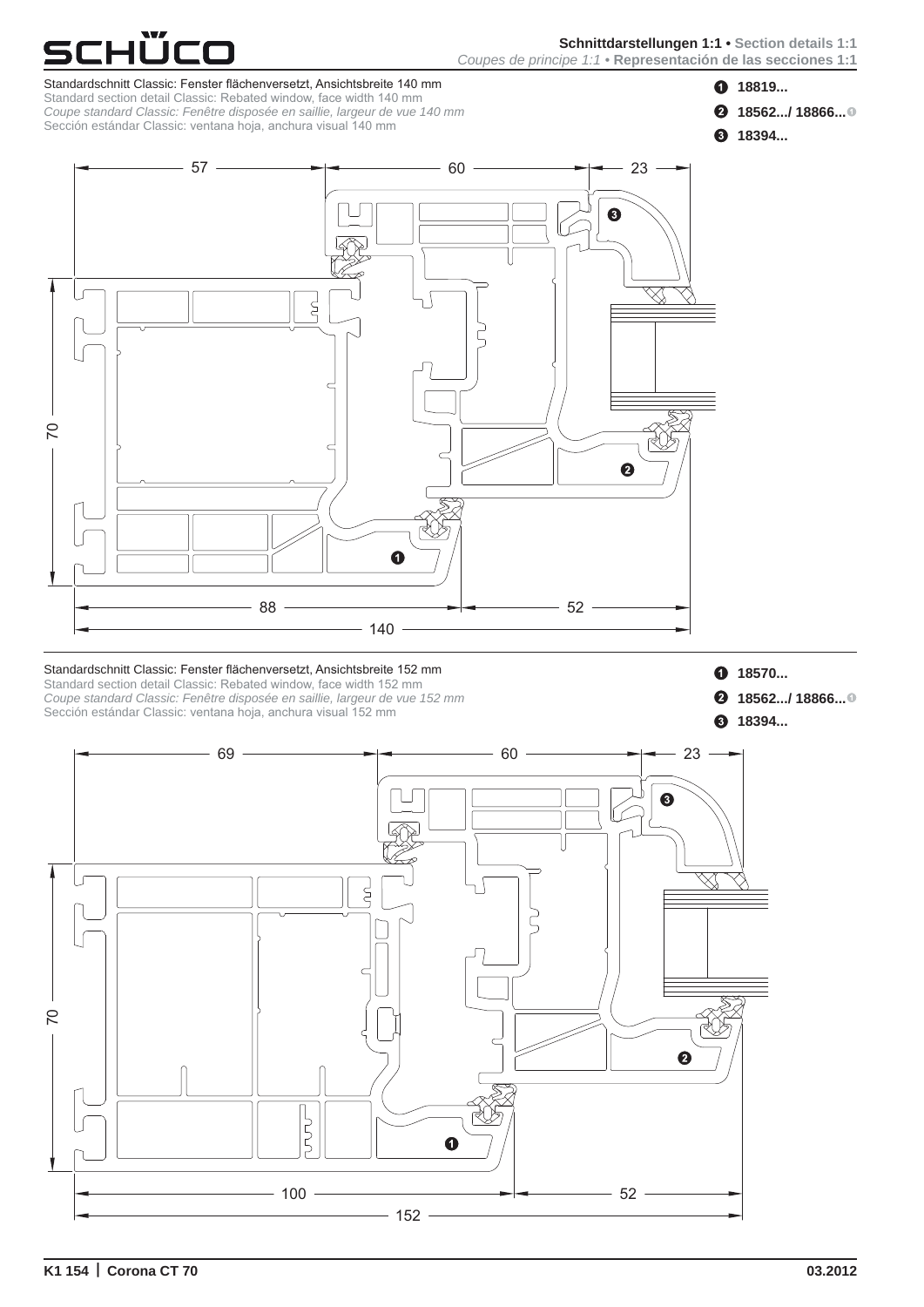**Schnittdarstellungen 1:1** • **Section details 1:1**
*Coupes de principe 1:1* • **Representación de las secciones 1:1**

Standardschnitt Classic: Fenster flächenversetzt, Ansichtsbreite 140 mm
Standard section detail Classic: Rebated window, face width 140 mm
*Coupe standard Classic: Fenêtre disposée en saillie, largeur de vue 140 mm*
Sección estándar Classic: ventana hoja, anchura visual 140 mm

1. **18819...**
2. **18562.../ 18866...**[1]
3. **18394...**

57 · 60 · 23 · 70 · 88 · 52 · 140

Standardschnitt Classic: Fenster flächenversetzt, Ansichtsbreite 152 mm
Standard section detail Classic: Rebated window, face width 152 mm
*Coupe standard Classic: Fenêtre disposée en saillie, largeur de vue 152 mm*
Sección estándar Classic: ventana hoja, anchura visual 152 mm

1. **18570...**
2. **18562.../ 18866...**[1]
3. **18394...**

69 · 60 · 23 · 70 · 100 · 52 · 152

**K1 154 | Corona CT 70** **03.2012**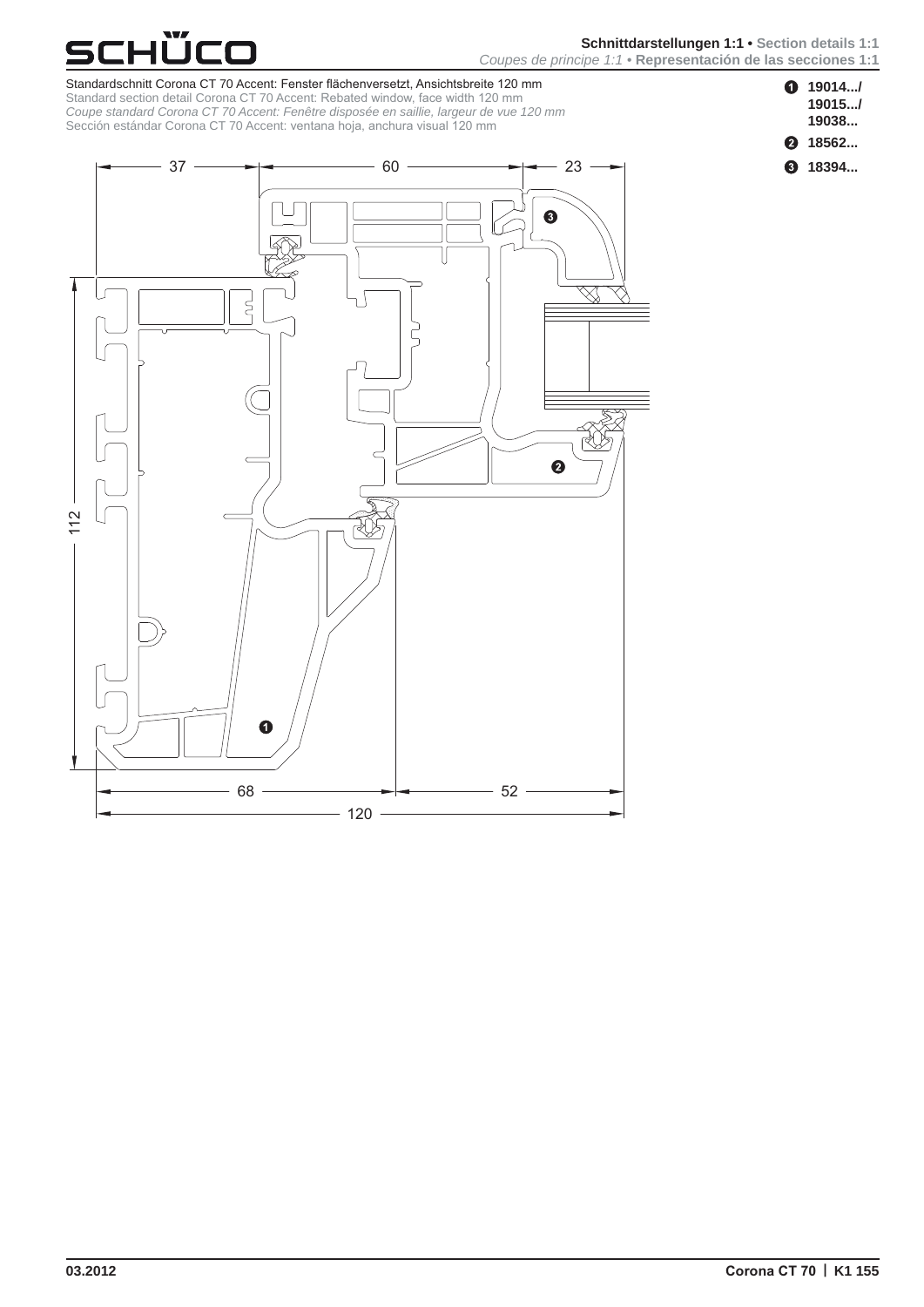**Schnittdarstellungen 1:1** • **Section details 1:1**
*Coupes de principe 1:1* • **Representación de las secciones 1:1**

Standardschnitt Corona CT 70 Accent: Fenster flächenversetzt, Ansichtsbreite 120 mm
Standard section detail Corona CT 70 Accent: Rebated window, face width 120 mm
*Coupe standard Corona CT 70 Accent: Fenêtre disposée en saillie, largeur de vue 120 mm*
Sección estándar Corona CT 70 Accent: ventana hoja, anchura visual 120 mm

1. **19014.../ 19015.../ 19038...**
2. **18562...**
3. **18394...**

37
60
23
112
68
52
120